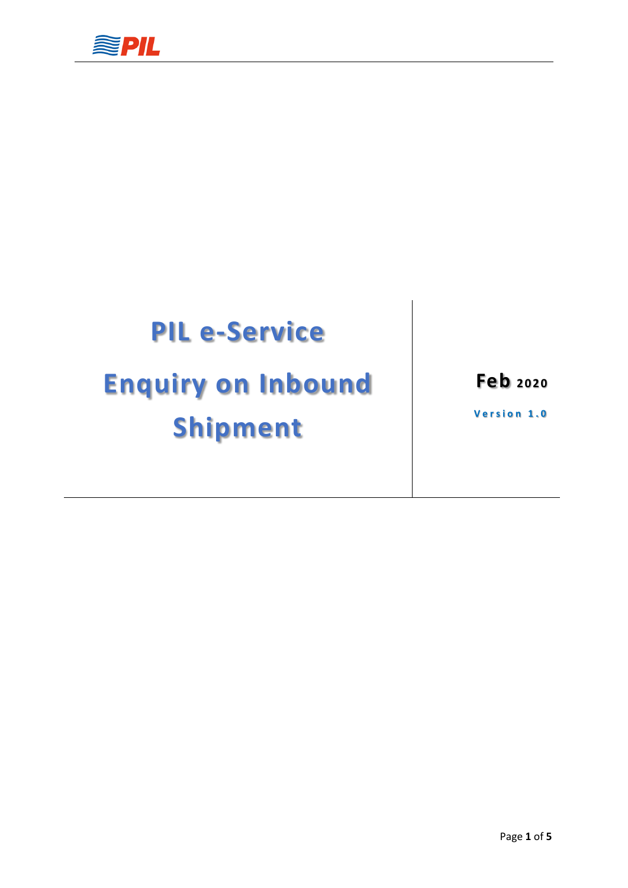# PIL e-Service

# Enquiry on Inbound Shipment

**Feb** 2020

**Version 1.0**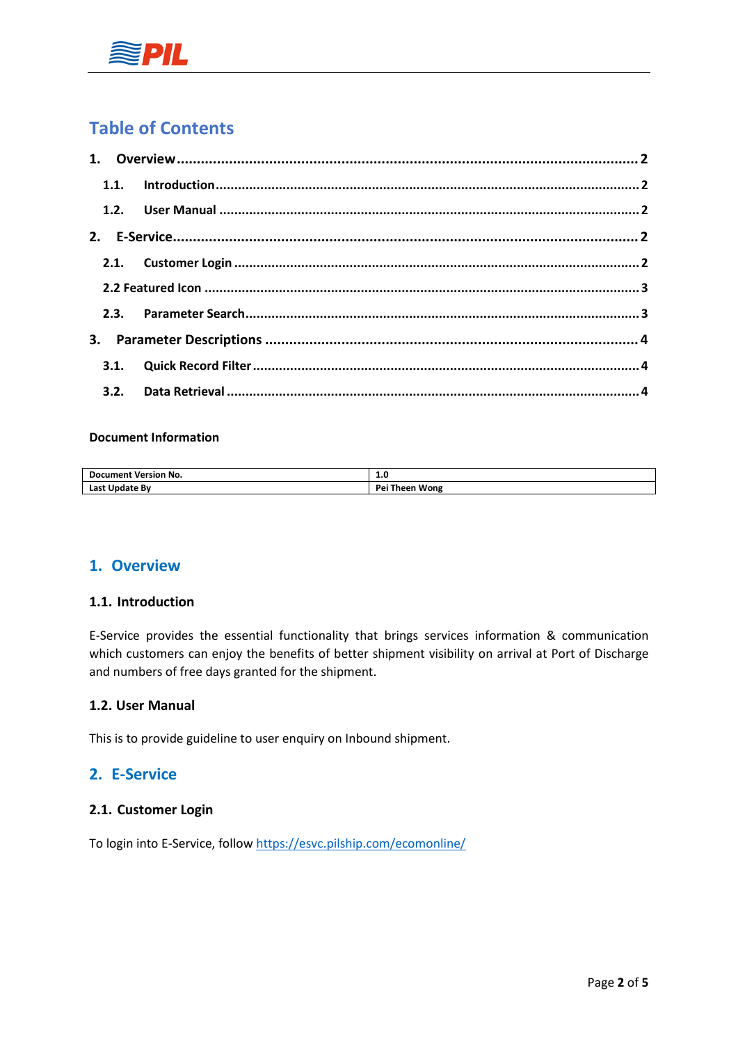## Table of Contents

1. Overview ..... 2
   - 1.1. Introduction ..... 2
   - 1.2. User Manual ..... 2
2. E-Service ..... 2
   - 2.1. Customer Login ..... 2
   - 2.2 Featured Icon ..... 3
   - 2.3. Parameter Search ..... 3
3. Parameter Descriptions ..... 4
   - 3.1. Quick Record Filter ..... 4
   - 3.2. Data Retrieval ..... 4

**Document Information**

| Document Version No. | 1.0 |
|---|---|
| Last Update By | Pei Theen Wong |

# 1. Overview

## 1.1. Introduction

E-Service provides the essential functionality that brings services information & communication which customers can enjoy the benefits of better shipment visibility on arrival at Port of Discharge and numbers of free days granted for the shipment.

## 1.2. User Manual

This is to provide guideline to user enquiry on Inbound shipment.

# 2. E-Service

## 2.1. Customer Login

To login into E-Service, follow https://esvc.pilship.com/ecomonline/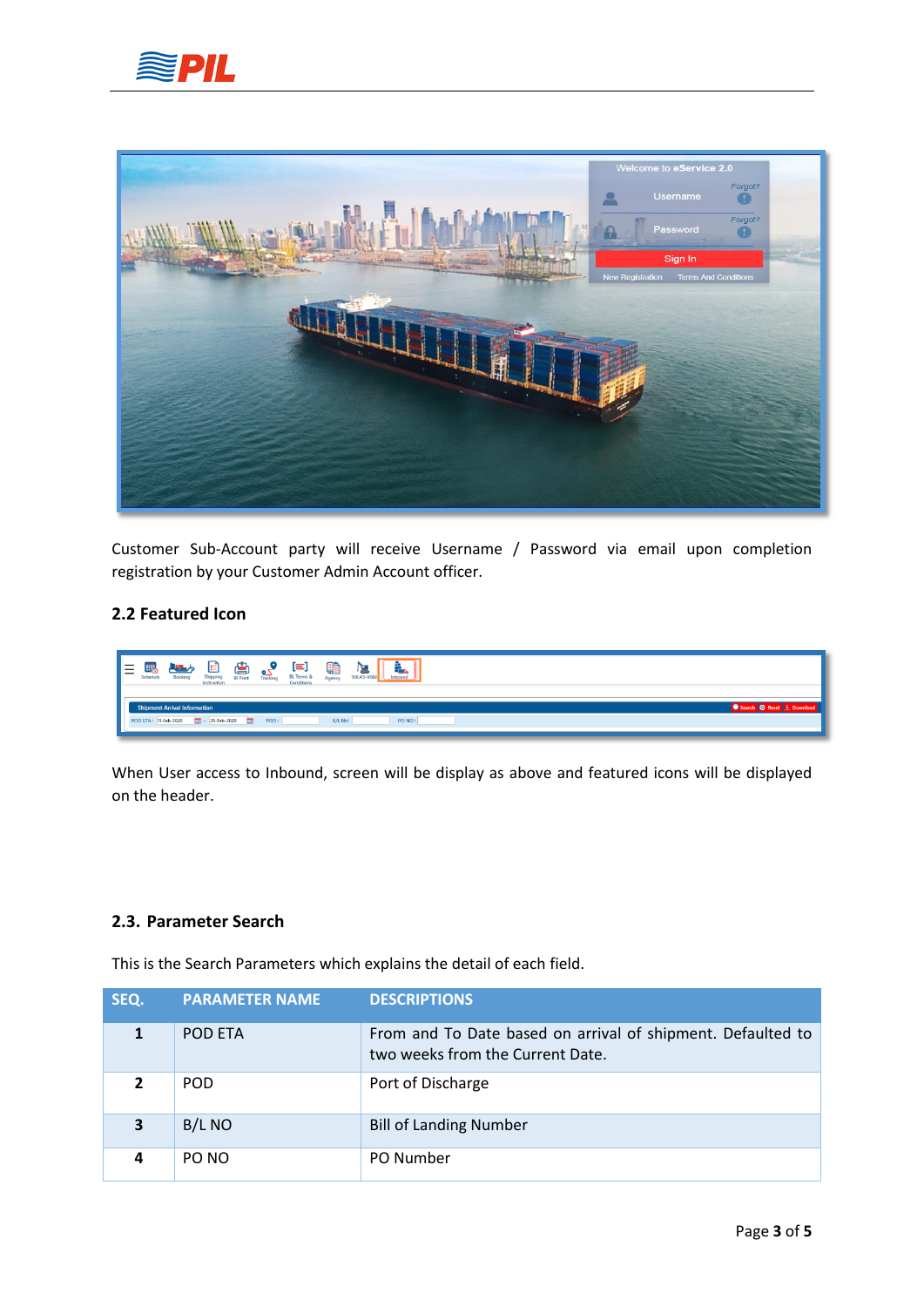Customer Sub-Account party will receive Username / Password via email upon completion registration by your Customer Admin Account officer.

### 2.2 Featured Icon

When User access to Inbound, screen will be display as above and featured icons will be displayed on the header.

### 2.3. Parameter Search

This is the Search Parameters which explains the detail of each field.

| SEQ. | PARAMETER NAME | DESCRIPTIONS |
|---|---|---|
| 1 | POD ETA | From and To Date based on arrival of shipment. Defaulted to two weeks from the Current Date. |
| 2 | POD | Port of Discharge |
| 3 | B/L NO | Bill of Landing Number |
| 4 | PO NO | PO Number |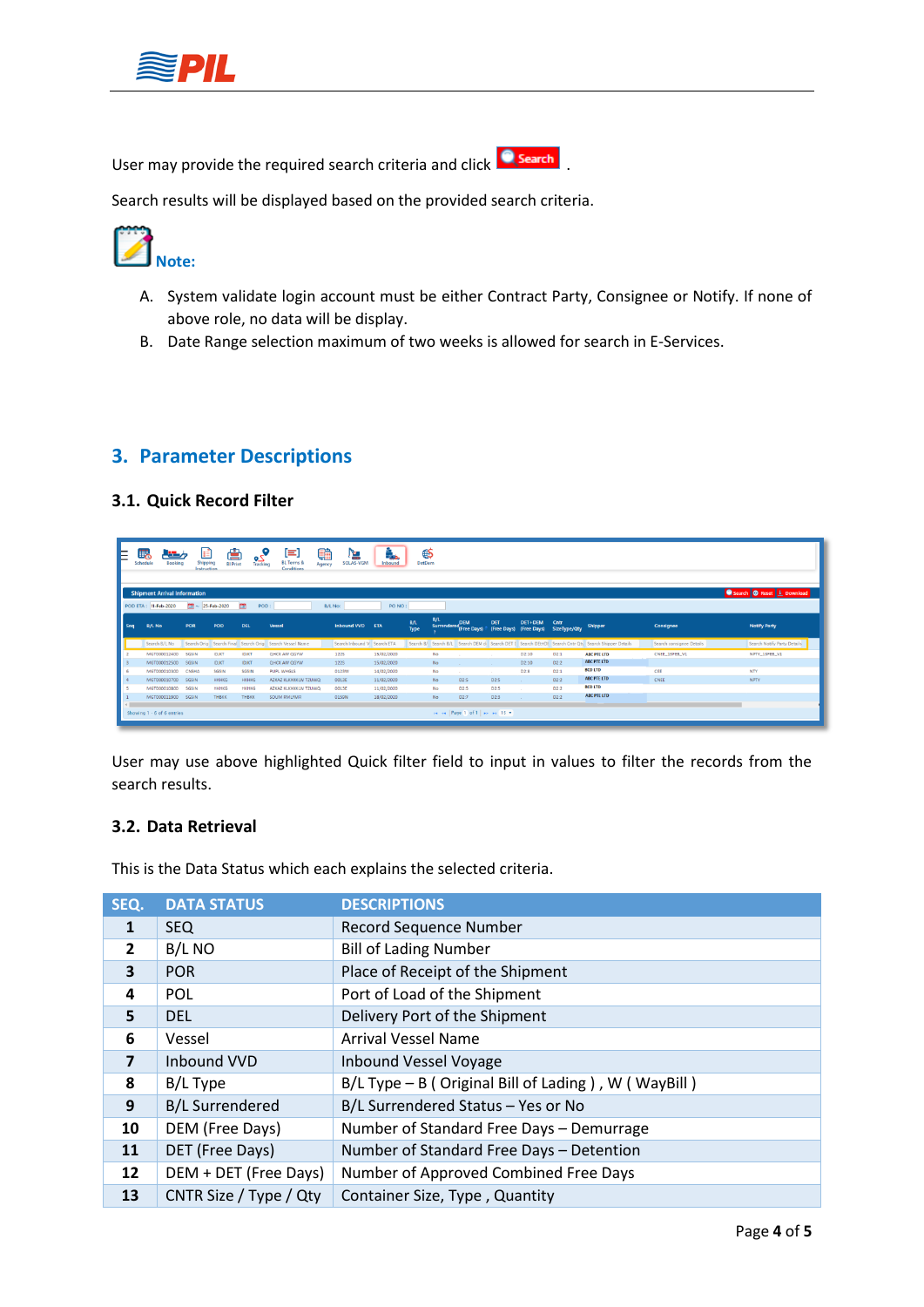User may provide the required search criteria and click **Search**.

Search results will be displayed based on the provided search criteria.

**Note:**

A. System validate login account must be either Contract Party, Consignee or Notify. If none of above role, no data will be display.

B. Date Range selection maximum of two weeks is allowed for search in E-Services.

## 3. Parameter Descriptions

### 3.1. Quick Record Filter

User may use above highlighted Quick filter field to input in values to filter the records from the search results.

### 3.2. Data Retrieval

This is the Data Status which each explains the selected criteria.

| SEQ. | DATA STATUS | DESCRIPTIONS |
|---|---|---|
| 1 | SEQ | Record Sequence Number |
| 2 | B/L NO | Bill of Lading Number |
| 3 | POR | Place of Receipt of the Shipment |
| 4 | POL | Port of Load of the Shipment |
| 5 | DEL | Delivery Port of the Shipment |
| 6 | Vessel | Arrival Vessel Name |
| 7 | Inbound VVD | Inbound Vessel Voyage |
| 8 | B/L Type | B/L Type – B ( Original Bill of Lading ) , W ( WayBill ) |
| 9 | B/L Surrendered | B/L Surrendered Status – Yes or No |
| 10 | DEM (Free Days) | Number of Standard Free Days – Demurrage |
| 11 | DET (Free Days) | Number of Standard Free Days – Detention |
| 12 | DEM + DET (Free Days) | Number of Approved Combined Free Days |
| 13 | CNTR Size / Type / Qty | Container Size, Type , Quantity |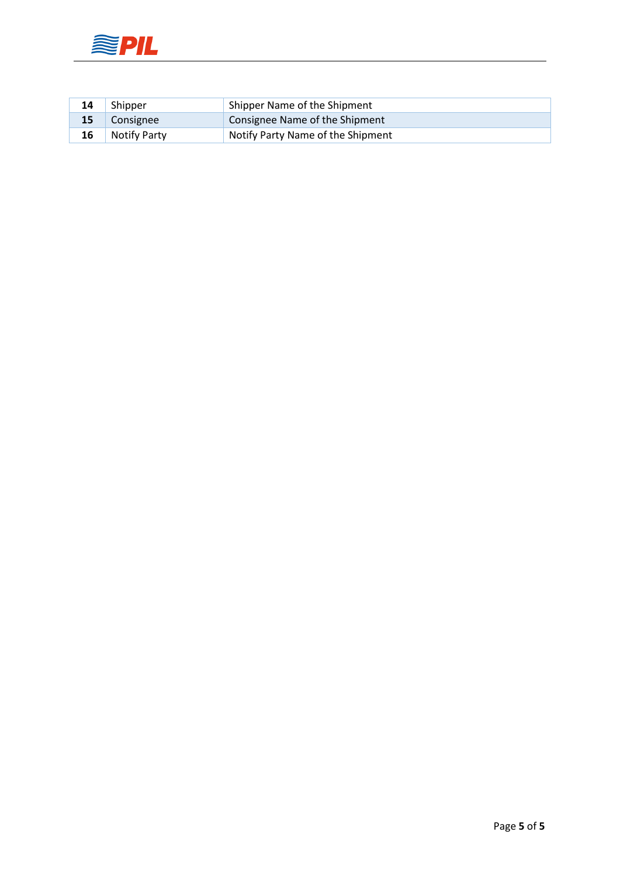| | | |
|---|---|---|
| **14** | Shipper | Shipper Name of the Shipment |
| **15** | Consignee | Consignee Name of the Shipment |
| **16** | Notify Party | Notify Party Name of the Shipment |